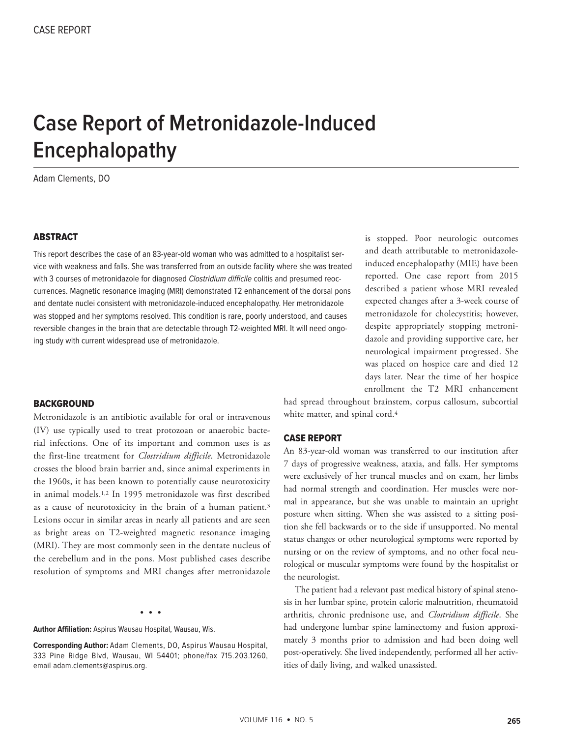CASE REPORT

# Case Report of Metronidazole-Induced Encephalopathy

Adam Clements, DO

## ABSTRACT

This report describes the case of an 83-year-old woman who was admitted to a hospitalist service with weakness and falls. She was transferred from an outside facility where she was treated with 3 courses of metronidazole for diagnosed *Clostridium difficile* colitis and presumed reoccurrences. Magnetic resonance imaging (MRI) demonstrated T2 enhancement of the dorsal pons and dentate nuclei consistent with metronidazole-induced encephalopathy. Her metronidazole was stopped and her symptoms resolved. This condition is rare, poorly understood, and causes reversible changes in the brain that are detectable through T2-weighted MRI. It will need ongoing study with current widespread use of metronidazole.

## BACKGROUND

Metronidazole is an antibiotic available for oral or intravenous (IV) use typically used to treat protozoan or anaerobic bacterial infections. One of its important and common uses is as the first-line treatment for *Clostridium difficile*. Metronidazole crosses the blood brain barrier and, since animal experiments in the 1960s, it has been known to potentially cause neurotoxicity in animal models.[1,2] In 1995 metronidazole was first described as a cause of neurotoxicity in the brain of a human patient.[3] Lesions occur in similar areas in nearly all patients and are seen as bright areas on T2-weighted magnetic resonance imaging (MRI). They are most commonly seen in the dentate nucleus of the cerebellum and in the pons. Most published cases describe resolution of symptoms and MRI changes after metronidazole is stopped. Poor neurologic outcomes and death attributable to metronidazole-induced encephalopathy (MIE) have been reported. One case report from 2015 described a patient whose MRI revealed expected changes after a 3-week course of metronidazole for cholecystitis; however, despite appropriately stopping metronidazole and providing supportive care, her neurological impairment progressed. She was placed on hospice care and died 12 days later. Near the time of her hospice enrollment the T2 MRI enhancement had spread throughout brainstem, corpus callosum, subcortial white matter, and spinal cord.[4]

## CASE REPORT

An 83-year-old woman was transferred to our institution after 7 days of progressive weakness, ataxia, and falls. Her symptoms were exclusively of her truncal muscles and on exam, her limbs had normal strength and coordination. Her muscles were normal in appearance, but she was unable to maintain an upright posture when sitting. When she was assisted to a sitting position she fell backwards or to the side if unsupported. No mental status changes or other neurological symptoms were reported by nursing or on the review of symptoms, and no other focal neurological or muscular symptoms were found by the hospitalist or the neurologist.

The patient had a relevant past medical history of spinal stenosis in her lumbar spine, protein calorie malnutrition, rheumatoid arthritis, chronic prednisone use, and *Clostridium difficile*. She had undergone lumbar spine laminectomy and fusion approximately 3 months prior to admission and had been doing well post-operatively. She lived independently, performed all her activities of daily living, and walked unassisted.

• • •

**Author Affiliation:** Aspirus Wausau Hospital, Wausau, Wis.

**Corresponding Author:** Adam Clements, DO, Aspirus Wausau Hospital, 333 Pine Ridge Blvd, Wausau, WI 54401; phone/fax 715.203.1260, email adam.clements@aspirus.org.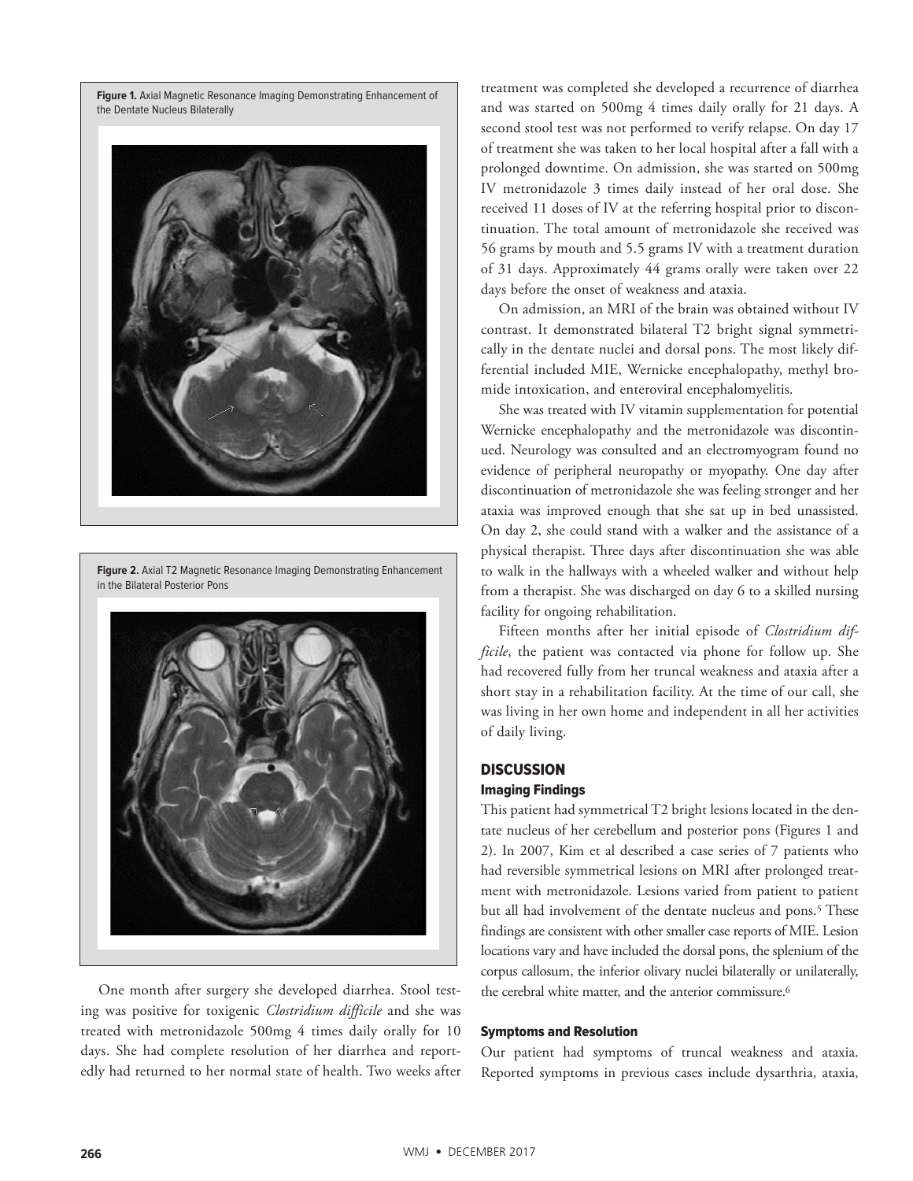**Figure 1.** Axial Magnetic Resonance Imaging Demonstrating Enhancement of the Dentate Nucleus Bilaterally

**Figure 2.** Axial T2 Magnetic Resonance Imaging Demonstrating Enhancement in the Bilateral Posterior Pons

One month after surgery she developed diarrhea. Stool testing was positive for toxigenic *Clostridium difficile* and she was treated with metronidazole 500mg 4 times daily orally for 10 days. She had complete resolution of her diarrhea and reportedly had returned to her normal state of health. Two weeks after treatment was completed she developed a recurrence of diarrhea and was started on 500mg 4 times daily orally for 21 days. A second stool test was not performed to verify relapse. On day 17 of treatment she was taken to her local hospital after a fall with a prolonged downtime. On admission, she was started on 500mg IV metronidazole 3 times daily instead of her oral dose. She received 11 doses of IV at the referring hospital prior to discontinuation. The total amount of metronidazole she received was 56 grams by mouth and 5.5 grams IV with a treatment duration of 31 days. Approximately 44 grams orally were taken over 22 days before the onset of weakness and ataxia.

On admission, an MRI of the brain was obtained without IV contrast. It demonstrated bilateral T2 bright signal symmetrically in the dentate nuclei and dorsal pons. The most likely differential included MIE, Wernicke encephalopathy, methyl bromide intoxication, and enteroviral encephalomyelitis.

She was treated with IV vitamin supplementation for potential Wernicke encephalopathy and the metronidazole was discontinued. Neurology was consulted and an electromyogram found no evidence of peripheral neuropathy or myopathy. One day after discontinuation of metronidazole she was feeling stronger and her ataxia was improved enough that she sat up in bed unassisted. On day 2, she could stand with a walker and the assistance of a physical therapist. Three days after discontinuation she was able to walk in the hallways with a wheeled walker and without help from a therapist. She was discharged on day 6 to a skilled nursing facility for ongoing rehabilitation.

Fifteen months after her initial episode of *Clostridium difficile*, the patient was contacted via phone for follow up. She had recovered fully from her truncal weakness and ataxia after a short stay in a rehabilitation facility. At the time of our call, she was living in her own home and independent in all her activities of daily living.

## DISCUSSION

### Imaging Findings

This patient had symmetrical T2 bright lesions located in the dentate nucleus of her cerebellum and posterior pons (Figures 1 and 2). In 2007, Kim et al described a case series of 7 patients who had reversible symmetrical lesions on MRI after prolonged treatment with metronidazole. Lesions varied from patient to patient but all had involvement of the dentate nucleus and pons.[5] These findings are consistent with other smaller case reports of MIE. Lesion locations vary and have included the dorsal pons, the splenium of the corpus callosum, the inferior olivary nuclei bilaterally or unilaterally, the cerebral white matter, and the anterior commissure.[6]

### Symptoms and Resolution

Our patient had symptoms of truncal weakness and ataxia. Reported symptoms in previous cases include dysarthria, ataxia,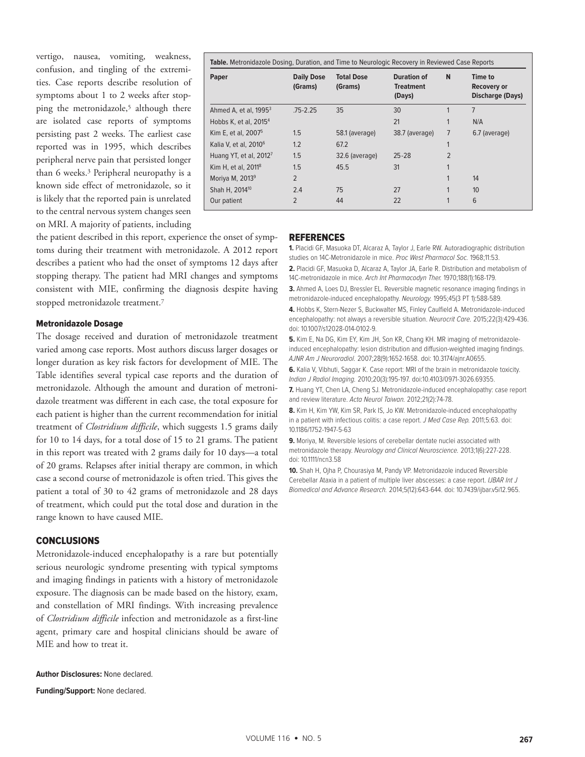vertigo, nausea, vomiting, weakness, confusion, and tingling of the extremities. Case reports describe resolution of symptoms about 1 to 2 weeks after stopping the metronidazole,[5] although there are isolated case reports of symptoms persisting past 2 weeks. The earliest case reported was in 1995, which describes peripheral nerve pain that persisted longer than 6 weeks.[3] Peripheral neuropathy is a known side effect of metronidazole, so it is likely that the reported pain is unrelated to the central nervous system changes seen on MRI. A majority of patients, including the patient described in this report, experience the onset of symptoms during their treatment with metronidazole. A 2012 report describes a patient who had the onset of symptoms 12 days after stopping therapy. The patient had MRI changes and symptoms consistent with MIE, confirming the diagnosis despite having stopped metronidazole treatment.[7]

**Table.** Metronidazole Dosing, Duration, and Time to Neurologic Recovery in Reviewed Case Reports

| Paper | Daily Dose (Grams) | Total Dose (Grams) | Duration of Treatment (Days) | N | Time to Recovery or Discharge (Days) |
|---|---|---|---|---|---|
| Ahmed A, et al, 1995[3] | .75-2.25 | 35 | 30 | 1 | 7 |
| Hobbs K, et al, 2015[4] | | | 21 | 1 | N/A |
| Kim E, et al, 2007[5] | 1.5 | 58.1 (average) | 38.7 (average) | 7 | 6.7 (average) |
| Kalia V, et al, 2010[6] | 1.2 | 67.2 | | 1 | |
| Huang YT, et al, 2012[7] | 1.5 | 32.6 (average) | 25-28 | 2 | |
| Kim H, et al, 2011[8] | 1.5 | 45.5 | 31 | 1 | |
| Moriya M, 2013[9] | 2 | | | 1 | 14 |
| Shah H, 2014[10] | 2.4 | 75 | 27 | 1 | 10 |
| Our patient | 2 | 44 | 22 | 1 | 6 |

### Metronidazole Dosage

The dosage received and duration of metronidazole treatment varied among case reports. Most authors discuss larger dosages or longer duration as key risk factors for development of MIE. The Table identifies several typical case reports and the duration of metronidazole. Although the amount and duration of metronidazole treatment was different in each case, the total exposure for each patient is higher than the current recommendation for initial treatment of *Clostridium difficile*, which suggests 1.5 grams daily for 10 to 14 days, for a total dose of 15 to 21 grams. The patient in this report was treated with 2 grams daily for 10 days—a total of 20 grams. Relapses after initial therapy are common, in which case a second course of metronidazole is often tried. This gives the patient a total of 30 to 42 grams of metronidazole and 28 days of treatment, which could put the total dose and duration in the range known to have caused MIE.

## CONCLUSIONS

Metronidazole-induced encephalopathy is a rare but potentially serious neurologic syndrome presenting with typical symptoms and imaging findings in patients with a history of metronidazole exposure. The diagnosis can be made based on the history, exam, and constellation of MRI findings. With increasing prevalence of *Clostridium difficile* infection and metronidazole as a first-line agent, primary care and hospital clinicians should be aware of MIE and how to treat it.

**Author Disclosures:** None declared.

**Funding/Support:** None declared.

## REFERENCES

**1.** Placidi GF, Masuoka DT, Alcaraz A, Taylor J, Earle RW. Autoradiographic distribution studies on 14C-Metronidazole in mice. *Proc West Pharmacol Soc.* 1968;11:53.

**2.** Placidi GF, Masuoka D, Alcaraz A, Taylor JA, Earle R. Distribution and metabolism of 14C-metronidazole in mice. *Arch Int Pharmacodyn Ther.* 1970;188(1):168-179.

**3.** Ahmed A, Loes DJ, Bressler EL. Reversible magnetic resonance imaging findings in metronidazole-induced encephalopathy. *Neurology.* 1995;45(3 PT 1):588-589.

**4.** Hobbs K, Stern-Nezer S, Buckwalter MS, Finley Caulfield A. Metronidazole-induced encephalopathy: not always a reversible situation. *Neurocrit Care.* 2015;22(3):429-436. doi: 10.1007/s12028-014-0102-9.

**5.** Kim E, Na DG, Kim EY, Kim JH, Son KR, Chang KH. MR imaging of metronidazole-induced encephalopathy: lesion distribution and diffusion-weighted imaging findings. *AJNR Am J Neuroradiol.* 2007;28(9):1652-1658. doi: 10.3174/ajnr.A0655.

**6.** Kalia V, Vibhuti, Saggar K. Case report: MRI of the brain in metronidazole toxicity. *Indian J Radiol Imaging.* 2010;20(3):195-197. doi:10.4103/0971-3026.69355.

**7.** Huang YT, Chen LA, Cheng SJ. Metronidazole-induced encephalopathy: case report and review literature. *Acta Neurol Taiwan.* 2012;21(2):74-78.

**8.** Kim H, Kim YW, Kim SR, Park IS, Jo KW. Metronidazole-induced encephalopathy in a patient with infectious colitis: a case report. *J Med Case Rep.* 2011;5:63. doi: 10.1186/1752-1947-5-63

**9.** Moriya, M. Reversible lesions of cerebellar dentate nuclei associated with metronidazole therapy. *Neurology and Clinical Neuroscience.* 2013;1(6):227-228. doi: 10.1111/ncn3.58

**10.** Shah H, Ojha P, Chourasiya M, Pandy VP. Metronidazole induced Reversible Cerebellar Ataxia in a patient of multiple liver abscesses: a case report. *IJBAR Int J Biomedical and Advance Research.* 2014;5(12):643-644. doi: 10.7439/ijbar.v5i12.965.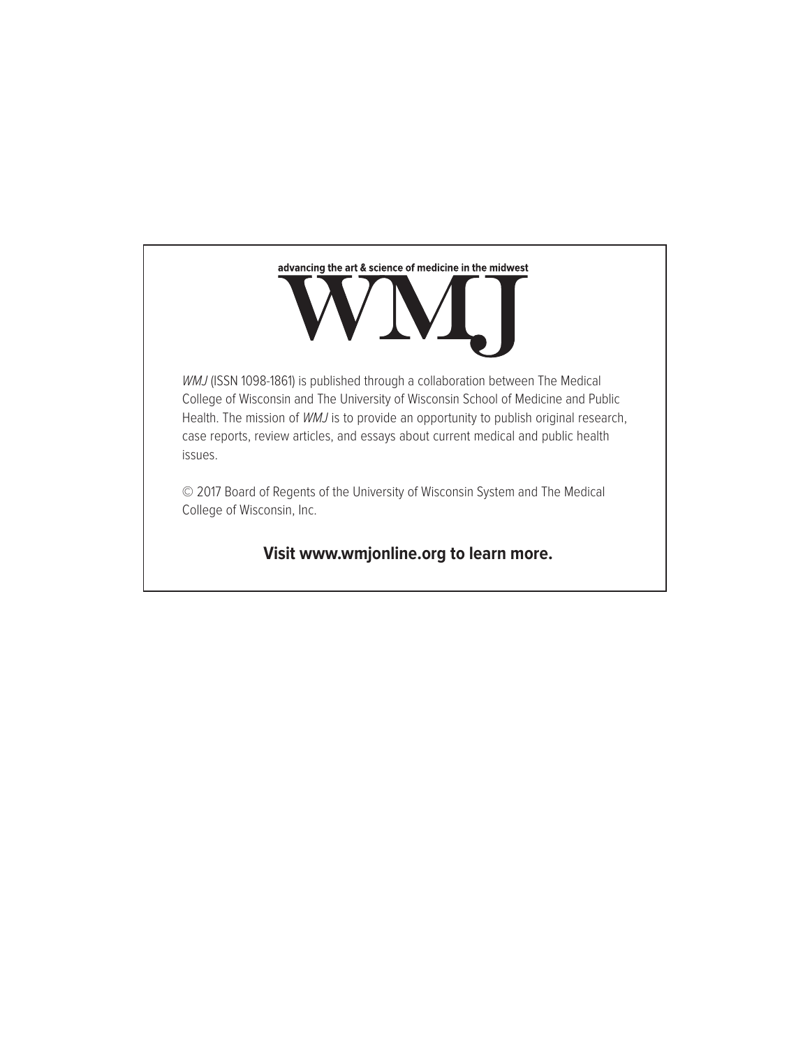advancing the art & science of medicine in the midwest

# WMJ

*WMJ* (ISSN 1098-1861) is published through a collaboration between The Medical College of Wisconsin and The University of Wisconsin School of Medicine and Public Health. The mission of *WMJ* is to provide an opportunity to publish original research, case reports, review articles, and essays about current medical and public health issues.

© 2017 Board of Regents of the University of Wisconsin System and The Medical College of Wisconsin, Inc.

**Visit www.wmjonline.org to learn more.**